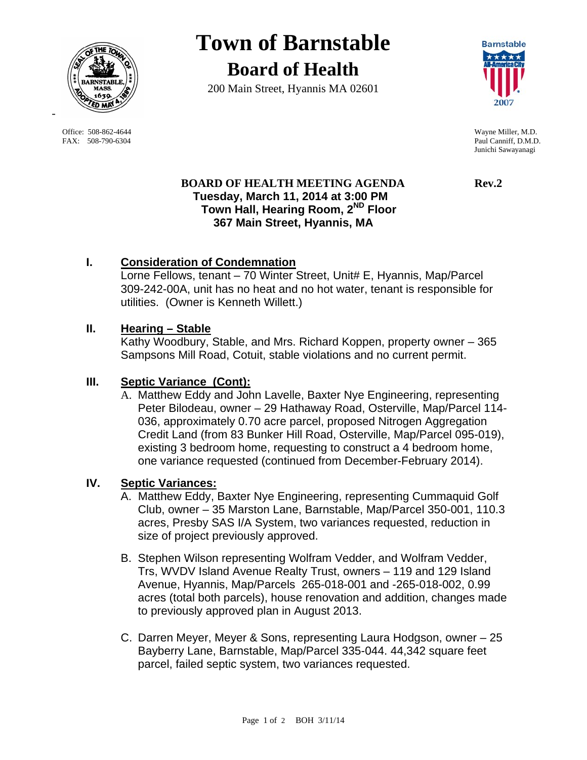# Town of Barnstable

## Board of Health

200 Main Street, Hyannis MA 02601

Office: 508-862-4644
FAX: 508-790-6304

Wayne Miller, M.D.
Paul Canniff, D.M.D.
Junichi Sawayanagi

**BOARD OF HEALTH MEETING AGENDA** **Rev.2**

**Tuesday, March 11, 2014 at 3:00 PM**
**Town Hall, Hearing Room, 2ND Floor**
**367 Main Street, Hyannis, MA**

## I. Consideration of Condemnation

Lorne Fellows, tenant – 70 Winter Street, Unit# E, Hyannis, Map/Parcel 309-242-00A, unit has no heat and no hot water, tenant is responsible for utilities. (Owner is Kenneth Willett.)

## II. Hearing – Stable

Kathy Woodbury, Stable, and Mrs. Richard Koppen, property owner – 365 Sampsons Mill Road, Cotuit, stable violations and no current permit.

## III. Septic Variance (Cont):

A. Matthew Eddy and John Lavelle, Baxter Nye Engineering, representing Peter Bilodeau, owner – 29 Hathaway Road, Osterville, Map/Parcel 114-036, approximately 0.70 acre parcel, proposed Nitrogen Aggregation Credit Land (from 83 Bunker Hill Road, Osterville, Map/Parcel 095-019), existing 3 bedroom home, requesting to construct a 4 bedroom home, one variance requested (continued from December-February 2014).

## IV. Septic Variances:

A. Matthew Eddy, Baxter Nye Engineering, representing Cummaquid Golf Club, owner – 35 Marston Lane, Barnstable, Map/Parcel 350-001, 110.3 acres, Presby SAS I/A System, two variances requested, reduction in size of project previously approved.

B. Stephen Wilson representing Wolfram Vedder, and Wolfram Vedder, Trs, WVDV Island Avenue Realty Trust, owners – 119 and 129 Island Avenue, Hyannis, Map/Parcels 265-018-001 and -265-018-002, 0.99 acres (total both parcels), house renovation and addition, changes made to previously approved plan in August 2013.

C. Darren Meyer, Meyer & Sons, representing Laura Hodgson, owner – 25 Bayberry Lane, Barnstable, Map/Parcel 335-044. 44,342 square feet parcel, failed septic system, two variances requested.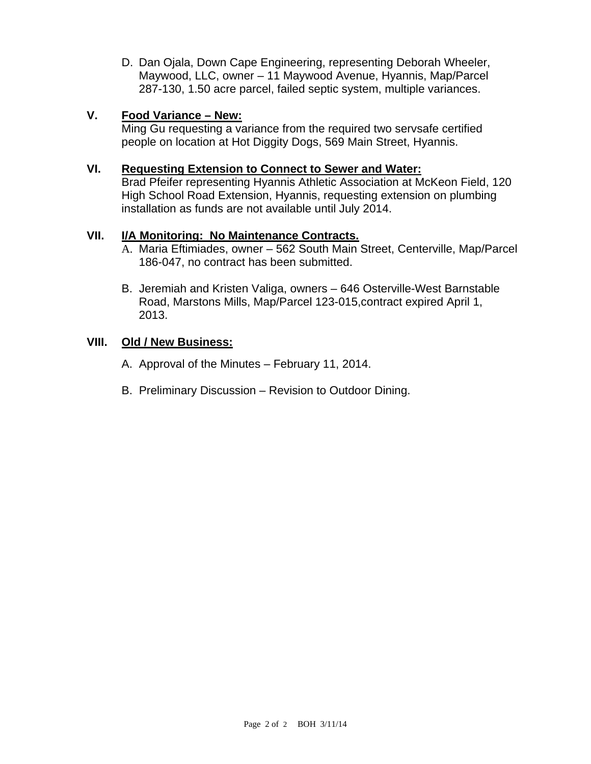D. Dan Ojala, Down Cape Engineering, representing Deborah Wheeler, Maywood, LLC, owner – 11 Maywood Avenue, Hyannis, Map/Parcel 287-130, 1.50 acre parcel, failed septic system, multiple variances.

## V. Food Variance – New:

Ming Gu requesting a variance from the required two servsafe certified people on location at Hot Diggity Dogs, 569 Main Street, Hyannis.

## VI. Requesting Extension to Connect to Sewer and Water:

Brad Pfeifer representing Hyannis Athletic Association at McKeon Field, 120 High School Road Extension, Hyannis, requesting extension on plumbing installation as funds are not available until July 2014.

## VII. I/A Monitoring: No Maintenance Contracts.

A. Maria Eftimiades, owner – 562 South Main Street, Centerville, Map/Parcel 186-047, no contract has been submitted.

B. Jeremiah and Kristen Valiga, owners – 646 Osterville-West Barnstable Road, Marstons Mills, Map/Parcel 123-015,contract expired April 1, 2013.

## VIII. Old / New Business:

A. Approval of the Minutes – February 11, 2014.

B. Preliminary Discussion – Revision to Outdoor Dining.